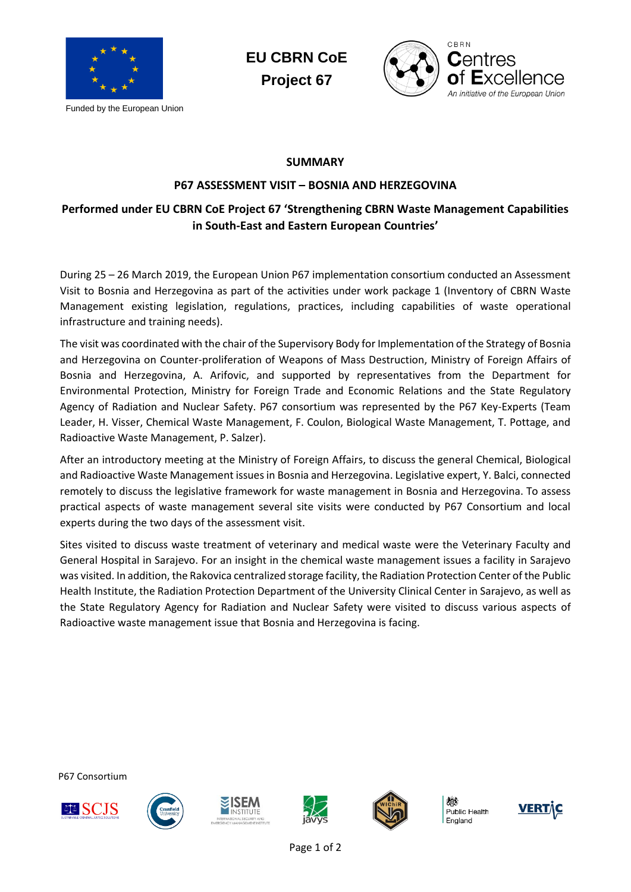EU CBRN CoE
Project 67

Funded by the European Union

CBRN Centres of Excellence
*An initiative of the European Union*

**SUMMARY**

**P67 ASSESSMENT VISIT – BOSNIA AND HERZEGOVINA**

**Performed under EU CBRN CoE Project 67 'Strengthening CBRN Waste Management Capabilities in South-East and Eastern European Countries'**

During 25 – 26 March 2019, the European Union P67 implementation consortium conducted an Assessment Visit to Bosnia and Herzegovina as part of the activities under work package 1 (Inventory of CBRN Waste Management existing legislation, regulations, practices, including capabilities of waste operational infrastructure and training needs).

The visit was coordinated with the chair of the Supervisory Body for Implementation of the Strategy of Bosnia and Herzegovina on Counter-proliferation of Weapons of Mass Destruction, Ministry of Foreign Affairs of Bosnia and Herzegovina, A. Arifovic, and supported by representatives from the Department for Environmental Protection, Ministry for Foreign Trade and Economic Relations and the State Regulatory Agency of Radiation and Nuclear Safety. P67 consortium was represented by the P67 Key-Experts (Team Leader, H. Visser, Chemical Waste Management, F. Coulon, Biological Waste Management, T. Pottage, and Radioactive Waste Management, P. Salzer).

After an introductory meeting at the Ministry of Foreign Affairs, to discuss the general Chemical, Biological and Radioactive Waste Management issues in Bosnia and Herzegovina. Legislative expert, Y. Balci, connected remotely to discuss the legislative framework for waste management in Bosnia and Herzegovina. To assess practical aspects of waste management several site visits were conducted by P67 Consortium and local experts during the two days of the assessment visit.

Sites visited to discuss waste treatment of veterinary and medical waste were the Veterinary Faculty and General Hospital in Sarajevo. For an insight in the chemical waste management issues a facility in Sarajevo was visited. In addition, the Rakovica centralized storage facility, the Radiation Protection Center of the Public Health Institute, the Radiation Protection Department of the University Clinical Center in Sarajevo, as well as the State Regulatory Agency for Radiation and Nuclear Safety were visited to discuss various aspects of Radioactive waste management issue that Bosnia and Herzegovina is facing.

P67 Consortium

SCJS | Cranfield University | ISEM Institute | javys | WIChiR | Public Health England | VERTIC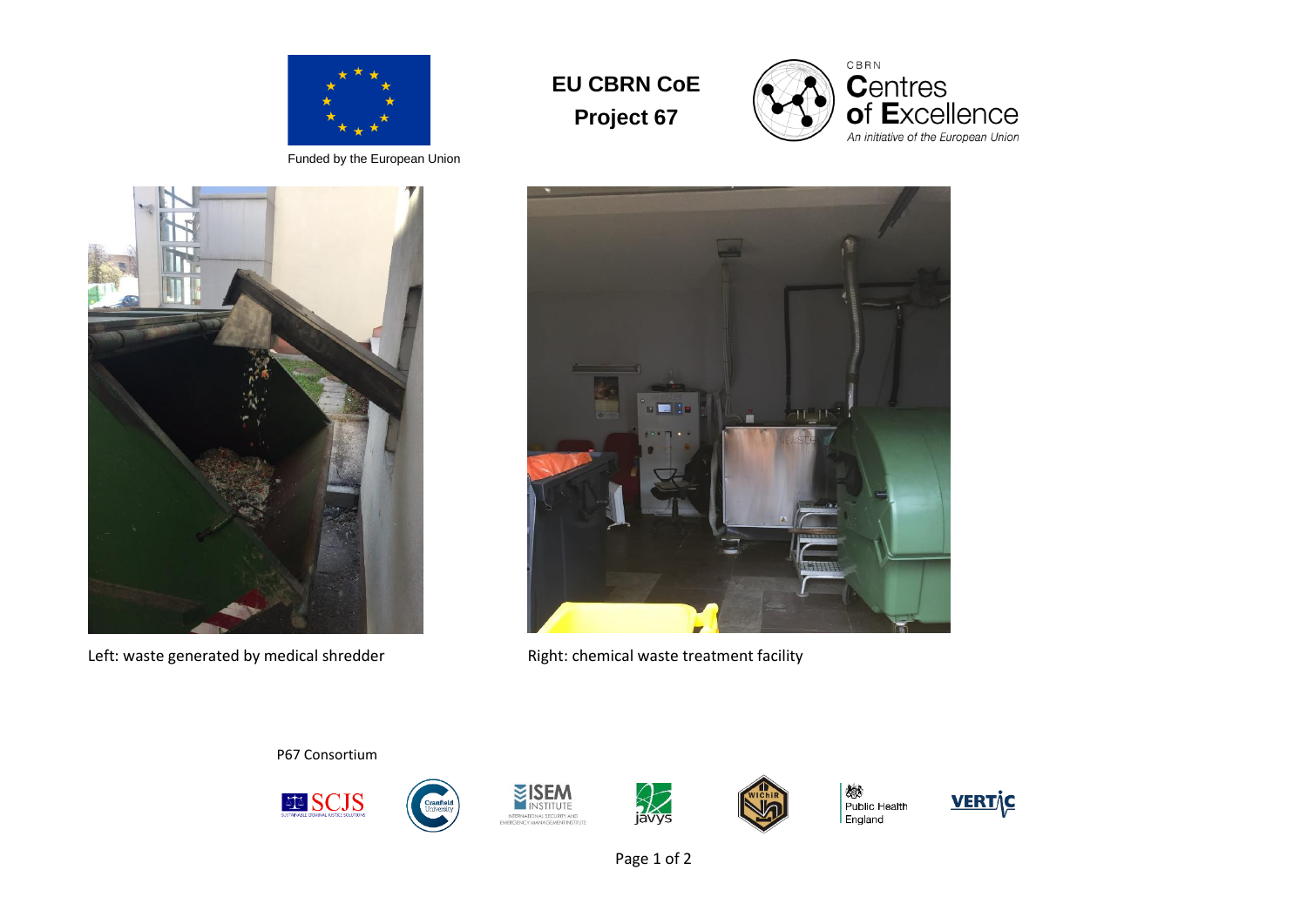Funded by the European Union

**EU CBRN CoE**

**Project 67**

CBRN Centres of Excellence

*An initiative of the European Union*

Left: waste generated by medical shredder

Right: chemical waste treatment facility

P67 Consortium